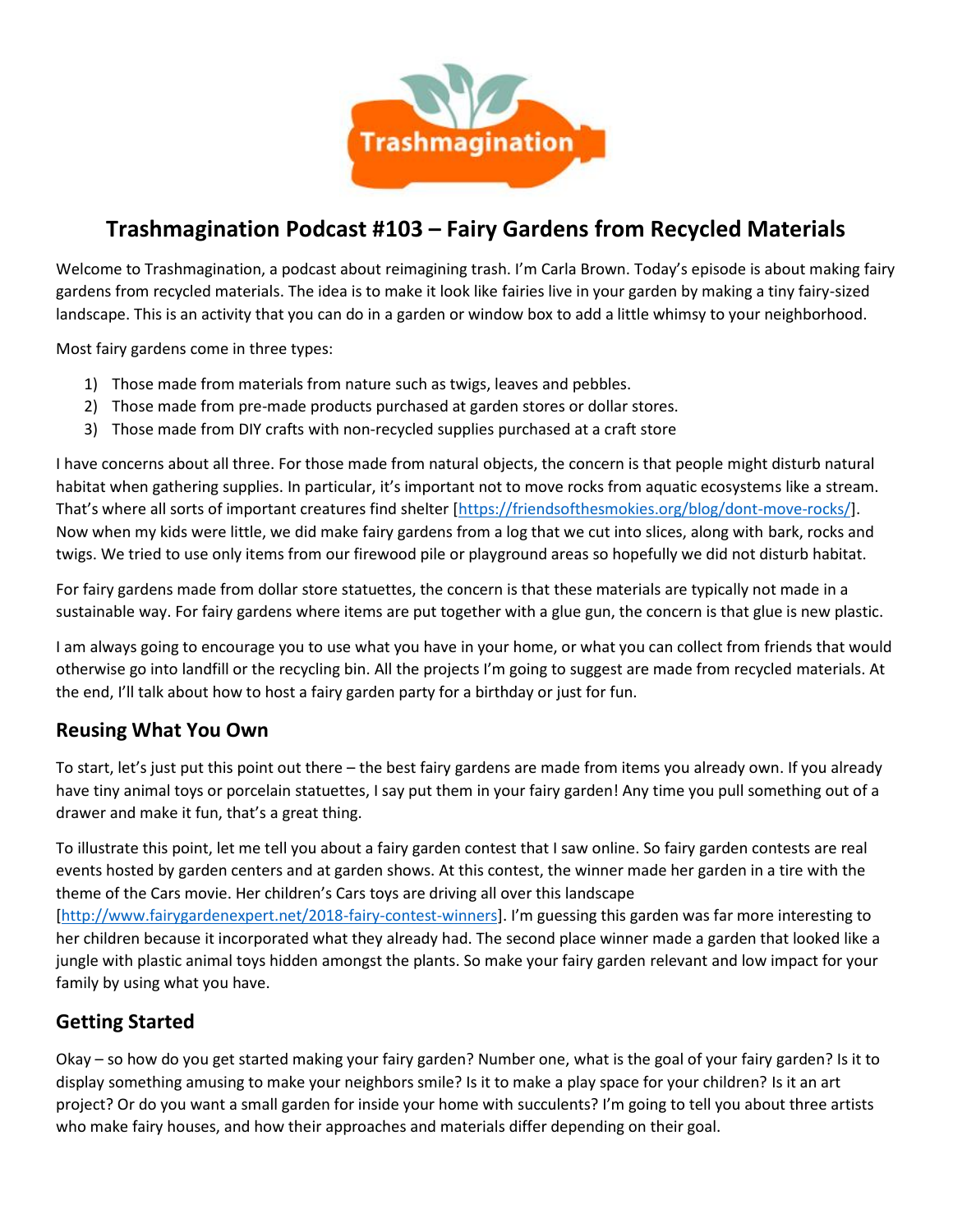# Trashmagination Podcast #103 – Fairy Gardens from Recycled Materials

Welcome to Trashmagination, a podcast about reimagining trash. I'm Carla Brown. Today's episode is about making fairy gardens from recycled materials. The idea is to make it look like fairies live in your garden by making a tiny fairy-sized landscape. This is an activity that you can do in a garden or window box to add a little whimsy to your neighborhood.

Most fairy gardens come in three types:

1) Those made from materials from nature such as twigs, leaves and pebbles.
2) Those made from pre-made products purchased at garden stores or dollar stores.
3) Those made from DIY crafts with non-recycled supplies purchased at a craft store

I have concerns about all three. For those made from natural objects, the concern is that people might disturb natural habitat when gathering supplies. In particular, it's important not to move rocks from aquatic ecosystems like a stream. That's where all sorts of important creatures find shelter [https://friendsofthesmokies.org/blog/dont-move-rocks/]. Now when my kids were little, we did make fairy gardens from a log that we cut into slices, along with bark, rocks and twigs. We tried to use only items from our firewood pile or playground areas so hopefully we did not disturb habitat.

For fairy gardens made from dollar store statuettes, the concern is that these materials are typically not made in a sustainable way. For fairy gardens where items are put together with a glue gun, the concern is that glue is new plastic.

I am always going to encourage you to use what you have in your home, or what you can collect from friends that would otherwise go into landfill or the recycling bin. All the projects I'm going to suggest are made from recycled materials. At the end, I'll talk about how to host a fairy garden party for a birthday or just for fun.

## Reusing What You Own

To start, let's just put this point out there – the best fairy gardens are made from items you already own. If you already have tiny animal toys or porcelain statuettes, I say put them in your fairy garden! Any time you pull something out of a drawer and make it fun, that's a great thing.

To illustrate this point, let me tell you about a fairy garden contest that I saw online. So fairy garden contests are real events hosted by garden centers and at garden shows. At this contest, the winner made her garden in a tire with the theme of the Cars movie. Her children's Cars toys are driving all over this landscape [http://www.fairygardenexpert.net/2018-fairy-contest-winners]. I'm guessing this garden was far more interesting to her children because it incorporated what they already had. The second place winner made a garden that looked like a jungle with plastic animal toys hidden amongst the plants. So make your fairy garden relevant and low impact for your family by using what you have.

## Getting Started

Okay – so how do you get started making your fairy garden? Number one, what is the goal of your fairy garden? Is it to display something amusing to make your neighbors smile? Is it to make a play space for your children? Is it an art project? Or do you want a small garden for inside your home with succulents? I'm going to tell you about three artists who make fairy houses, and how their approaches and materials differ depending on their goal.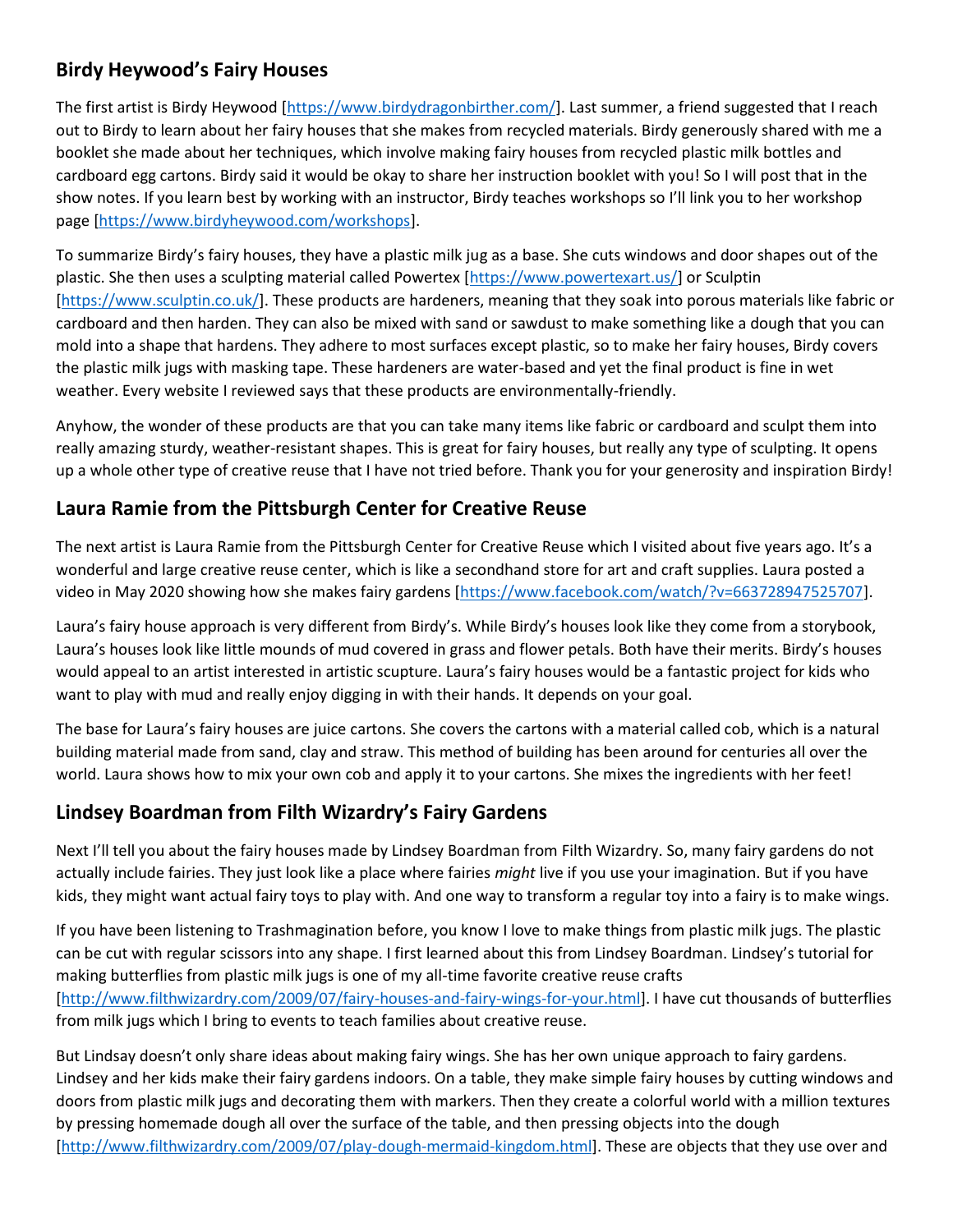## Birdy Heywood's Fairy Houses

The first artist is Birdy Heywood [https://www.birdydragonbirther.com/]. Last summer, a friend suggested that I reach out to Birdy to learn about her fairy houses that she makes from recycled materials. Birdy generously shared with me a booklet she made about her techniques, which involve making fairy houses from recycled plastic milk bottles and cardboard egg cartons. Birdy said it would be okay to share her instruction booklet with you! So I will post that in the show notes. If you learn best by working with an instructor, Birdy teaches workshops so I'll link you to her workshop page [https://www.birdyheywood.com/workshops].

To summarize Birdy's fairy houses, they have a plastic milk jug as a base. She cuts windows and door shapes out of the plastic. She then uses a sculpting material called Powertex [https://www.powertexart.us/] or Sculptin [https://www.sculptin.co.uk/]. These products are hardeners, meaning that they soak into porous materials like fabric or cardboard and then harden. They can also be mixed with sand or sawdust to make something like a dough that you can mold into a shape that hardens. They adhere to most surfaces except plastic, so to make her fairy houses, Birdy covers the plastic milk jugs with masking tape. These hardeners are water-based and yet the final product is fine in wet weather. Every website I reviewed says that these products are environmentally-friendly.

Anyhow, the wonder of these products are that you can take many items like fabric or cardboard and sculpt them into really amazing sturdy, weather-resistant shapes. This is great for fairy houses, but really any type of sculpting. It opens up a whole other type of creative reuse that I have not tried before. Thank you for your generosity and inspiration Birdy!

## Laura Ramie from the Pittsburgh Center for Creative Reuse

The next artist is Laura Ramie from the Pittsburgh Center for Creative Reuse which I visited about five years ago. It's a wonderful and large creative reuse center, which is like a secondhand store for art and craft supplies. Laura posted a video in May 2020 showing how she makes fairy gardens [https://www.facebook.com/watch/?v=663728947525707].

Laura's fairy house approach is very different from Birdy's. While Birdy's houses look like they come from a storybook, Laura's houses look like little mounds of mud covered in grass and flower petals. Both have their merits. Birdy's houses would appeal to an artist interested in artistic scupture. Laura's fairy houses would be a fantastic project for kids who want to play with mud and really enjoy digging in with their hands. It depends on your goal.

The base for Laura's fairy houses are juice cartons. She covers the cartons with a material called cob, which is a natural building material made from sand, clay and straw. This method of building has been around for centuries all over the world. Laura shows how to mix your own cob and apply it to your cartons. She mixes the ingredients with her feet!

## Lindsey Boardman from Filth Wizardry's Fairy Gardens

Next I'll tell you about the fairy houses made by Lindsey Boardman from Filth Wizardry. So, many fairy gardens do not actually include fairies. They just look like a place where fairies *might* live if you use your imagination. But if you have kids, they might want actual fairy toys to play with. And one way to transform a regular toy into a fairy is to make wings.

If you have been listening to Trashmagination before, you know I love to make things from plastic milk jugs. The plastic can be cut with regular scissors into any shape. I first learned about this from Lindsey Boardman. Lindsey's tutorial for making butterflies from plastic milk jugs is one of my all-time favorite creative reuse crafts [http://www.filthwizardry.com/2009/07/fairy-houses-and-fairy-wings-for-your.html]. I have cut thousands of butterflies from milk jugs which I bring to events to teach families about creative reuse.

But Lindsay doesn't only share ideas about making fairy wings. She has her own unique approach to fairy gardens. Lindsey and her kids make their fairy gardens indoors. On a table, they make simple fairy houses by cutting windows and doors from plastic milk jugs and decorating them with markers. Then they create a colorful world with a million textures by pressing homemade dough all over the surface of the table, and then pressing objects into the dough [http://www.filthwizardry.com/2009/07/play-dough-mermaid-kingdom.html]. These are objects that they use over and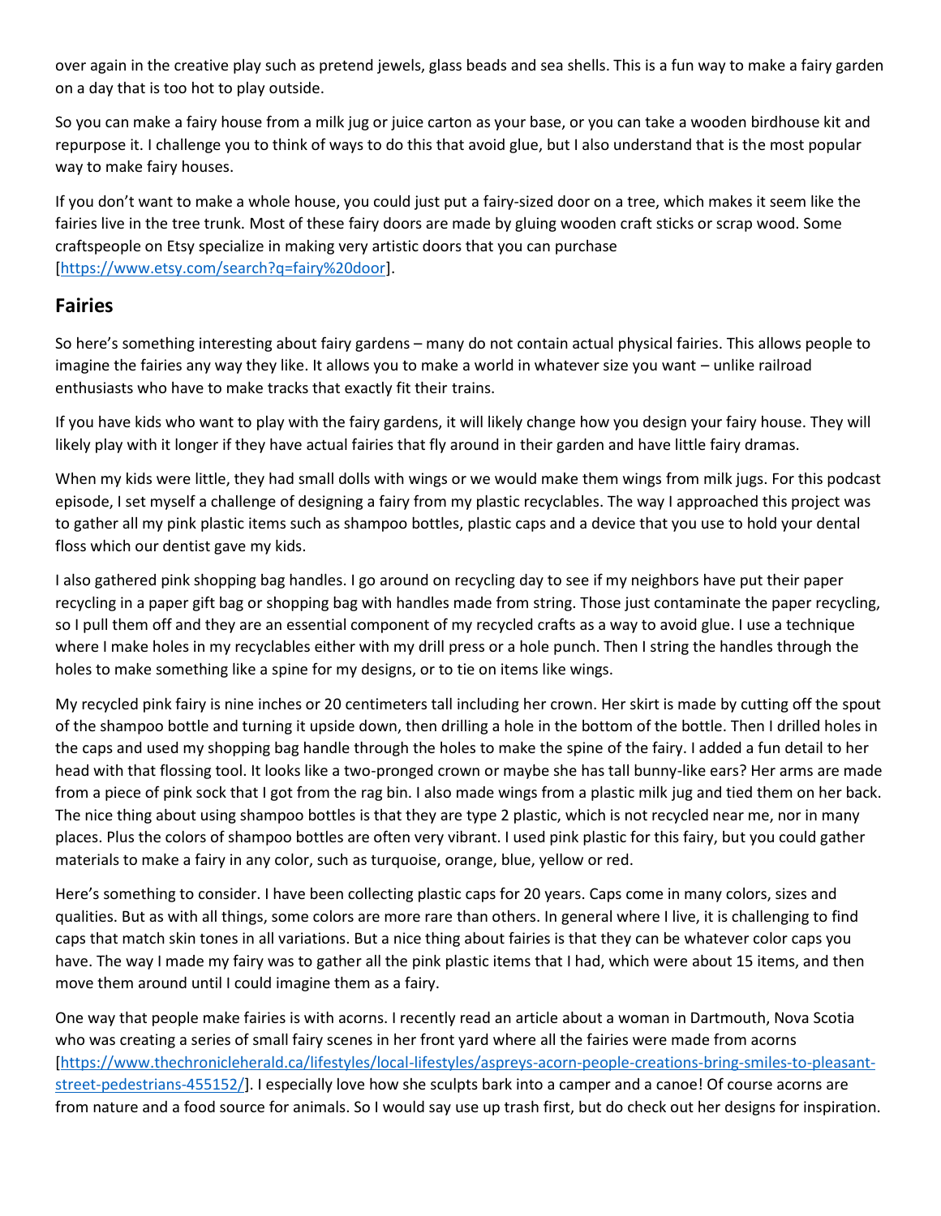over again in the creative play such as pretend jewels, glass beads and sea shells. This is a fun way to make a fairy garden on a day that is too hot to play outside.

So you can make a fairy house from a milk jug or juice carton as your base, or you can take a wooden birdhouse kit and repurpose it. I challenge you to think of ways to do this that avoid glue, but I also understand that is the most popular way to make fairy houses.

If you don't want to make a whole house, you could just put a fairy-sized door on a tree, which makes it seem like the fairies live in the tree trunk. Most of these fairy doors are made by gluing wooden craft sticks or scrap wood. Some craftspeople on Etsy specialize in making very artistic doors that you can purchase [https://www.etsy.com/search?q=fairy%20door].

## Fairies

So here's something interesting about fairy gardens – many do not contain actual physical fairies. This allows people to imagine the fairies any way they like. It allows you to make a world in whatever size you want – unlike railroad enthusiasts who have to make tracks that exactly fit their trains.

If you have kids who want to play with the fairy gardens, it will likely change how you design your fairy house. They will likely play with it longer if they have actual fairies that fly around in their garden and have little fairy dramas.

When my kids were little, they had small dolls with wings or we would make them wings from milk jugs. For this podcast episode, I set myself a challenge of designing a fairy from my plastic recyclables. The way I approached this project was to gather all my pink plastic items such as shampoo bottles, plastic caps and a device that you use to hold your dental floss which our dentist gave my kids.

I also gathered pink shopping bag handles. I go around on recycling day to see if my neighbors have put their paper recycling in a paper gift bag or shopping bag with handles made from string. Those just contaminate the paper recycling, so I pull them off and they are an essential component of my recycled crafts as a way to avoid glue. I use a technique where I make holes in my recyclables either with my drill press or a hole punch. Then I string the handles through the holes to make something like a spine for my designs, or to tie on items like wings.

My recycled pink fairy is nine inches or 20 centimeters tall including her crown. Her skirt is made by cutting off the spout of the shampoo bottle and turning it upside down, then drilling a hole in the bottom of the bottle. Then I drilled holes in the caps and used my shopping bag handle through the holes to make the spine of the fairy. I added a fun detail to her head with that flossing tool. It looks like a two-pronged crown or maybe she has tall bunny-like ears? Her arms are made from a piece of pink sock that I got from the rag bin. I also made wings from a plastic milk jug and tied them on her back. The nice thing about using shampoo bottles is that they are type 2 plastic, which is not recycled near me, nor in many places. Plus the colors of shampoo bottles are often very vibrant. I used pink plastic for this fairy, but you could gather materials to make a fairy in any color, such as turquoise, orange, blue, yellow or red.

Here's something to consider. I have been collecting plastic caps for 20 years. Caps come in many colors, sizes and qualities. But as with all things, some colors are more rare than others. In general where I live, it is challenging to find caps that match skin tones in all variations. But a nice thing about fairies is that they can be whatever color caps you have. The way I made my fairy was to gather all the pink plastic items that I had, which were about 15 items, and then move them around until I could imagine them as a fairy.

One way that people make fairies is with acorns. I recently read an article about a woman in Dartmouth, Nova Scotia who was creating a series of small fairy scenes in her front yard where all the fairies were made from acorns [https://www.thechronicleherald.ca/lifestyles/local-lifestyles/aspreys-acorn-people-creations-bring-smiles-to-pleasant-street-pedestrians-455152/]. I especially love how she sculpts bark into a camper and a canoe! Of course acorns are from nature and a food source for animals. So I would say use up trash first, but do check out her designs for inspiration.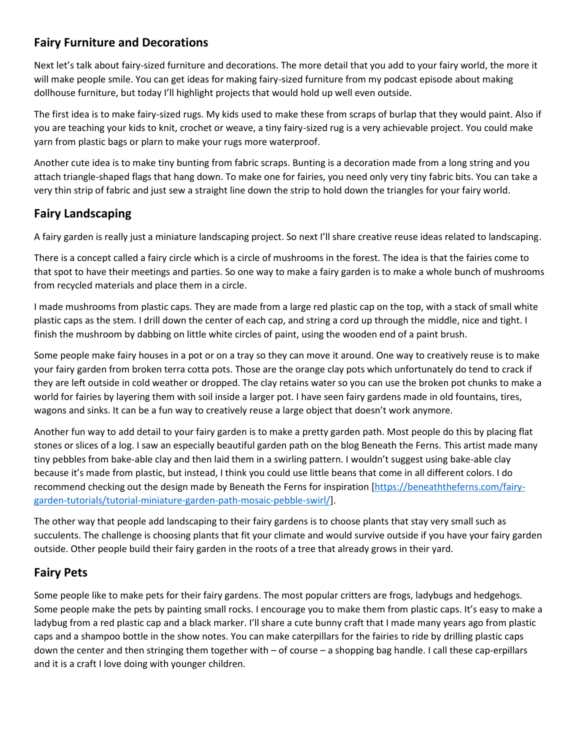## Fairy Furniture and Decorations

Next let's talk about fairy-sized furniture and decorations. The more detail that you add to your fairy world, the more it will make people smile. You can get ideas for making fairy-sized furniture from my podcast episode about making dollhouse furniture, but today I'll highlight projects that would hold up well even outside.

The first idea is to make fairy-sized rugs. My kids used to make these from scraps of burlap that they would paint. Also if you are teaching your kids to knit, crochet or weave, a tiny fairy-sized rug is a very achievable project. You could make yarn from plastic bags or plarn to make your rugs more waterproof.

Another cute idea is to make tiny bunting from fabric scraps. Bunting is a decoration made from a long string and you attach triangle-shaped flags that hang down. To make one for fairies, you need only very tiny fabric bits. You can take a very thin strip of fabric and just sew a straight line down the strip to hold down the triangles for your fairy world.

## Fairy Landscaping

A fairy garden is really just a miniature landscaping project. So next I'll share creative reuse ideas related to landscaping.

There is a concept called a fairy circle which is a circle of mushrooms in the forest. The idea is that the fairies come to that spot to have their meetings and parties. So one way to make a fairy garden is to make a whole bunch of mushrooms from recycled materials and place them in a circle.

I made mushrooms from plastic caps. They are made from a large red plastic cap on the top, with a stack of small white plastic caps as the stem. I drill down the center of each cap, and string a cord up through the middle, nice and tight. I finish the mushroom by dabbing on little white circles of paint, using the wooden end of a paint brush.

Some people make fairy houses in a pot or on a tray so they can move it around. One way to creatively reuse is to make your fairy garden from broken terra cotta pots. Those are the orange clay pots which unfortunately do tend to crack if they are left outside in cold weather or dropped. The clay retains water so you can use the broken pot chunks to make a world for fairies by layering them with soil inside a larger pot. I have seen fairy gardens made in old fountains, tires, wagons and sinks. It can be a fun way to creatively reuse a large object that doesn't work anymore.

Another fun way to add detail to your fairy garden is to make a pretty garden path. Most people do this by placing flat stones or slices of a log. I saw an especially beautiful garden path on the blog Beneath the Ferns. This artist made many tiny pebbles from bake-able clay and then laid them in a swirling pattern. I wouldn't suggest using bake-able clay because it's made from plastic, but instead, I think you could use little beans that come in all different colors. I do recommend checking out the design made by Beneath the Ferns for inspiration [https://beneaththeferns.com/fairy-garden-tutorials/tutorial-miniature-garden-path-mosaic-pebble-swirl/].

The other way that people add landscaping to their fairy gardens is to choose plants that stay very small such as succulents. The challenge is choosing plants that fit your climate and would survive outside if you have your fairy garden outside. Other people build their fairy garden in the roots of a tree that already grows in their yard.

## Fairy Pets

Some people like to make pets for their fairy gardens. The most popular critters are frogs, ladybugs and hedgehogs. Some people make the pets by painting small rocks. I encourage you to make them from plastic caps. It's easy to make a ladybug from a red plastic cap and a black marker. I'll share a cute bunny craft that I made many years ago from plastic caps and a shampoo bottle in the show notes. You can make caterpillars for the fairies to ride by drilling plastic caps down the center and then stringing them together with – of course – a shopping bag handle. I call these cap-erpillars and it is a craft I love doing with younger children.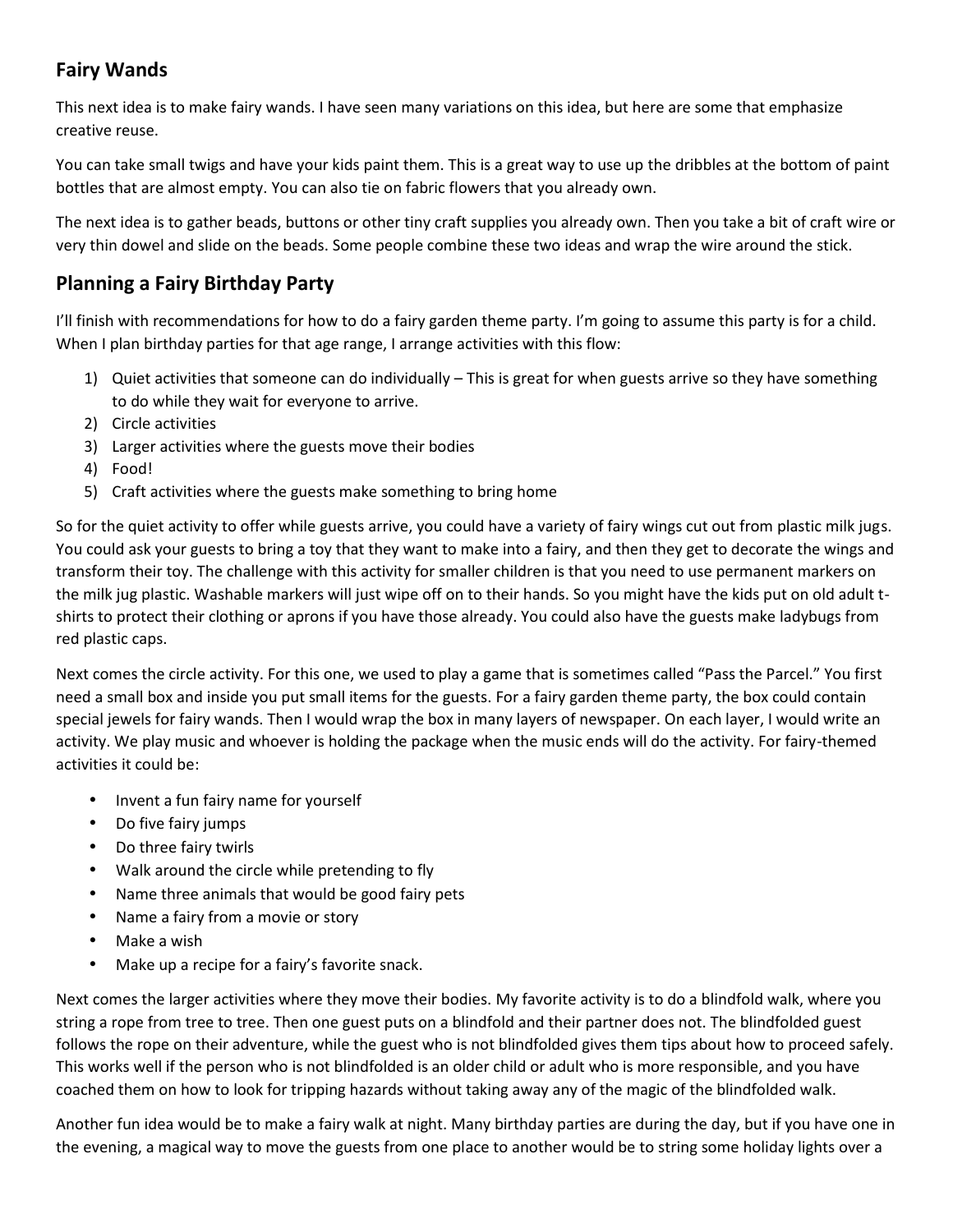## Fairy Wands

This next idea is to make fairy wands. I have seen many variations on this idea, but here are some that emphasize creative reuse.

You can take small twigs and have your kids paint them. This is a great way to use up the dribbles at the bottom of paint bottles that are almost empty. You can also tie on fabric flowers that you already own.

The next idea is to gather beads, buttons or other tiny craft supplies you already own. Then you take a bit of craft wire or very thin dowel and slide on the beads. Some people combine these two ideas and wrap the wire around the stick.

## Planning a Fairy Birthday Party

I'll finish with recommendations for how to do a fairy garden theme party. I'm going to assume this party is for a child. When I plan birthday parties for that age range, I arrange activities with this flow:

1) Quiet activities that someone can do individually – This is great for when guests arrive so they have something to do while they wait for everyone to arrive.
2) Circle activities
3) Larger activities where the guests move their bodies
4) Food!
5) Craft activities where the guests make something to bring home

So for the quiet activity to offer while guests arrive, you could have a variety of fairy wings cut out from plastic milk jugs. You could ask your guests to bring a toy that they want to make into a fairy, and then they get to decorate the wings and transform their toy. The challenge with this activity for smaller children is that you need to use permanent markers on the milk jug plastic. Washable markers will just wipe off on to their hands. So you might have the kids put on old adult t-shirts to protect their clothing or aprons if you have those already. You could also have the guests make ladybugs from red plastic caps.

Next comes the circle activity. For this one, we used to play a game that is sometimes called "Pass the Parcel." You first need a small box and inside you put small items for the guests. For a fairy garden theme party, the box could contain special jewels for fairy wands. Then I would wrap the box in many layers of newspaper. On each layer, I would write an activity. We play music and whoever is holding the package when the music ends will do the activity. For fairy-themed activities it could be:

- Invent a fun fairy name for yourself
- Do five fairy jumps
- Do three fairy twirls
- Walk around the circle while pretending to fly
- Name three animals that would be good fairy pets
- Name a fairy from a movie or story
- Make a wish
- Make up a recipe for a fairy's favorite snack.

Next comes the larger activities where they move their bodies. My favorite activity is to do a blindfold walk, where you string a rope from tree to tree. Then one guest puts on a blindfold and their partner does not. The blindfolded guest follows the rope on their adventure, while the guest who is not blindfolded gives them tips about how to proceed safely. This works well if the person who is not blindfolded is an older child or adult who is more responsible, and you have coached them on how to look for tripping hazards without taking away any of the magic of the blindfolded walk.

Another fun idea would be to make a fairy walk at night. Many birthday parties are during the day, but if you have one in the evening, a magical way to move the guests from one place to another would be to string some holiday lights over a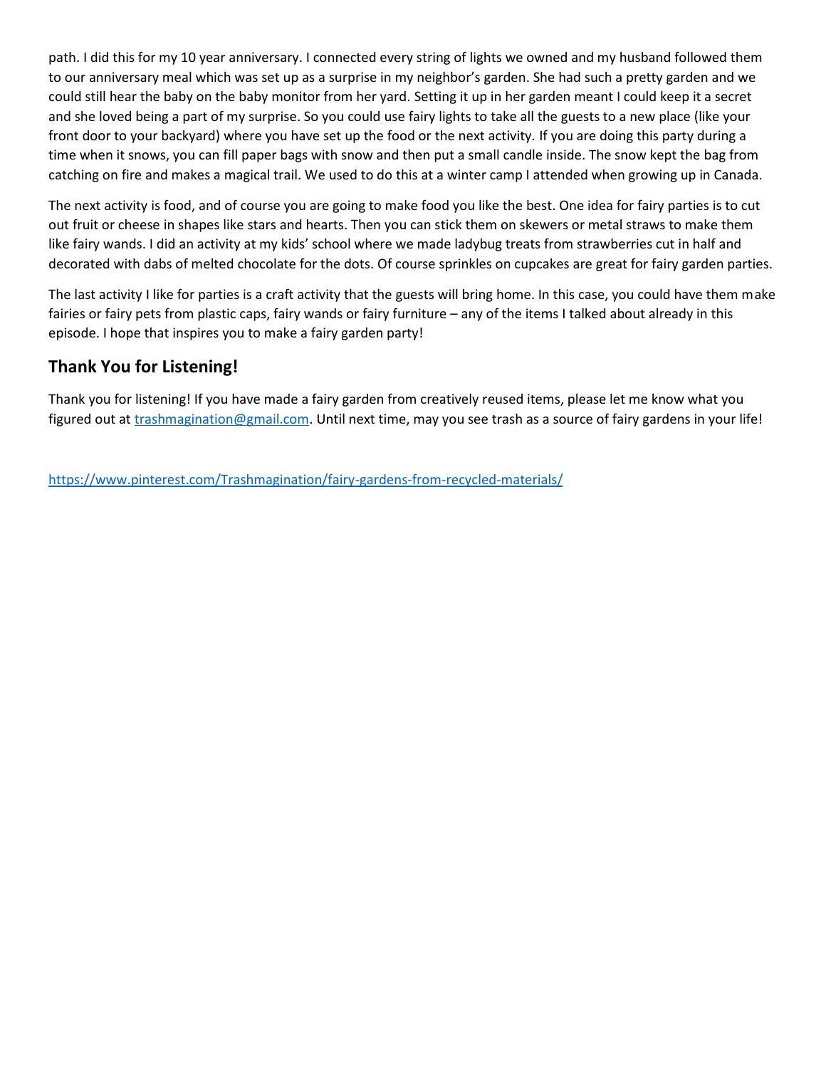path. I did this for my 10 year anniversary. I connected every string of lights we owned and my husband followed them to our anniversary meal which was set up as a surprise in my neighbor's garden. She had such a pretty garden and we could still hear the baby on the baby monitor from her yard. Setting it up in her garden meant I could keep it a secret and she loved being a part of my surprise. So you could use fairy lights to take all the guests to a new place (like your front door to your backyard) where you have set up the food or the next activity. If you are doing this party during a time when it snows, you can fill paper bags with snow and then put a small candle inside. The snow kept the bag from catching on fire and makes a magical trail. We used to do this at a winter camp I attended when growing up in Canada.

The next activity is food, and of course you are going to make food you like the best. One idea for fairy parties is to cut out fruit or cheese in shapes like stars and hearts. Then you can stick them on skewers or metal straws to make them like fairy wands. I did an activity at my kids' school where we made ladybug treats from strawberries cut in half and decorated with dabs of melted chocolate for the dots. Of course sprinkles on cupcakes are great for fairy garden parties.

The last activity I like for parties is a craft activity that the guests will bring home. In this case, you could have them make fairies or fairy pets from plastic caps, fairy wands or fairy furniture – any of the items I talked about already in this episode. I hope that inspires you to make a fairy garden party!

## Thank You for Listening!

Thank you for listening! If you have made a fairy garden from creatively reused items, please let me know what you figured out at [trashmagination@gmail.com](mailto:trashmagination@gmail.com). Until next time, may you see trash as a source of fairy gardens in your life!

[https://www.pinterest.com/Trashmagination/fairy-gardens-from-recycled-materials/](https://www.pinterest.com/Trashmagination/fairy-gardens-from-recycled-materials/)